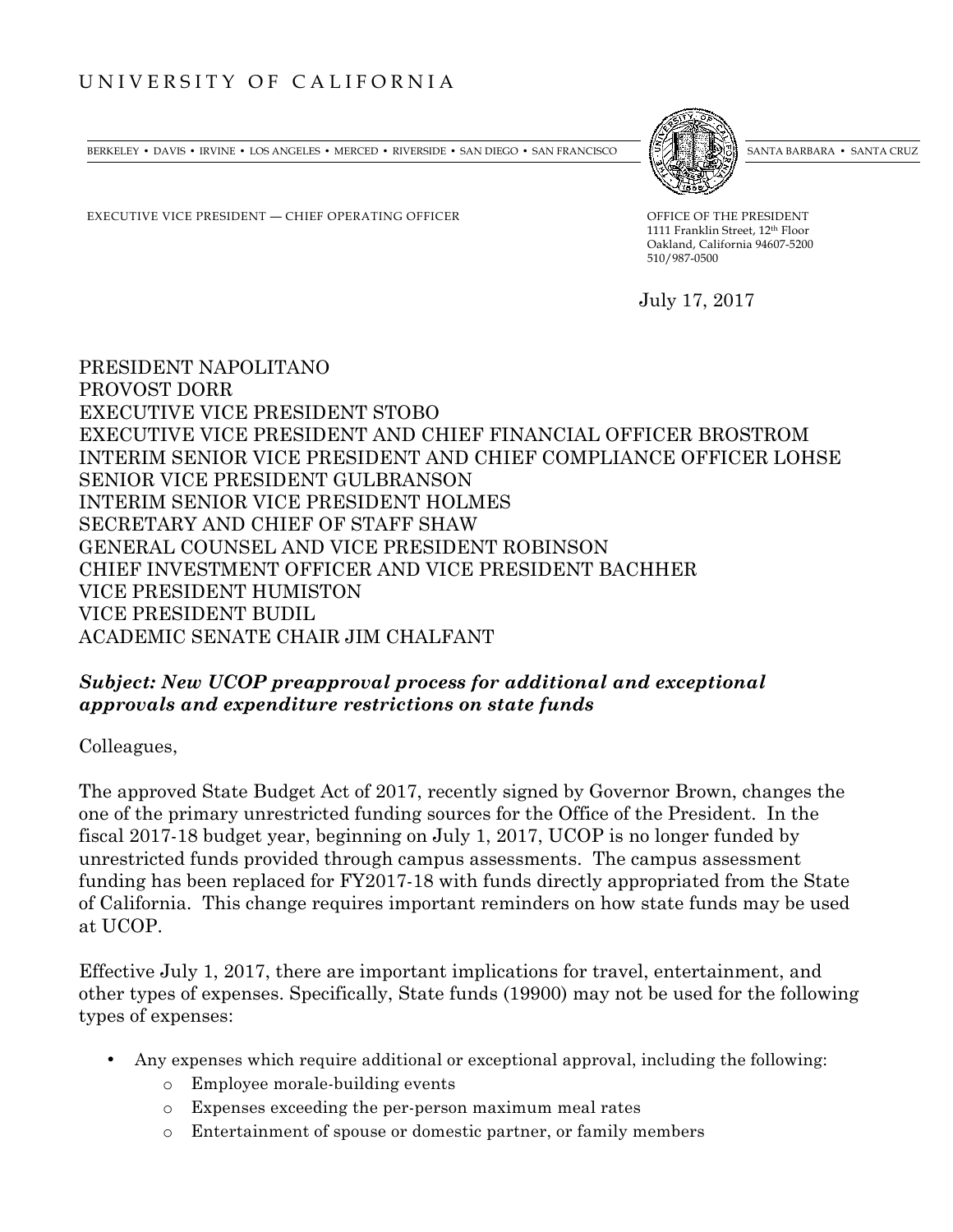UNIVERSITY OF CALIFORNIA

BERKELEY • DAVIS • IRVINE • LOS ANGELES • MERCED • RIVERSIDE • SAN DIEGO • SAN FRANCISCO SANTA BARBARA • SANTA CRUZ

EXECUTIVE VICE PRESIDENT — CHIEF OPERATING OFFICER

OFFICE OF THE PRESIDENT
1111 Franklin Street, 12th Floor
Oakland, California 94607-5200
510/987-0500

July 17, 2017

PRESIDENT NAPOLITANO
PROVOST DORR
EXECUTIVE VICE PRESIDENT STOBO
EXECUTIVE VICE PRESIDENT AND CHIEF FINANCIAL OFFICER BROSTROM
INTERIM SENIOR VICE PRESIDENT AND CHIEF COMPLIANCE OFFICER LOHSE
SENIOR VICE PRESIDENT GULBRANSON
INTERIM SENIOR VICE PRESIDENT HOLMES
SECRETARY AND CHIEF OF STAFF SHAW
GENERAL COUNSEL AND VICE PRESIDENT ROBINSON
CHIEF INVESTMENT OFFICER AND VICE PRESIDENT BACHHER
VICE PRESIDENT HUMISTON
VICE PRESIDENT BUDIL
ACADEMIC SENATE CHAIR JIM CHALFANT

***Subject: New UCOP preapproval process for additional and exceptional approvals and expenditure restrictions on state funds***

Colleagues,

The approved State Budget Act of 2017, recently signed by Governor Brown, changes the one of the primary unrestricted funding sources for the Office of the President. In the fiscal 2017-18 budget year, beginning on July 1, 2017, UCOP is no longer funded by unrestricted funds provided through campus assessments. The campus assessment funding has been replaced for FY2017-18 with funds directly appropriated from the State of California. This change requires important reminders on how state funds may be used at UCOP.

Effective July 1, 2017, there are important implications for travel, entertainment, and other types of expenses. Specifically, State funds (19900) may not be used for the following types of expenses:

- Any expenses which require additional or exceptional approval, including the following:
  - Employee morale-building events
  - Expenses exceeding the per-person maximum meal rates
  - Entertainment of spouse or domestic partner, or family members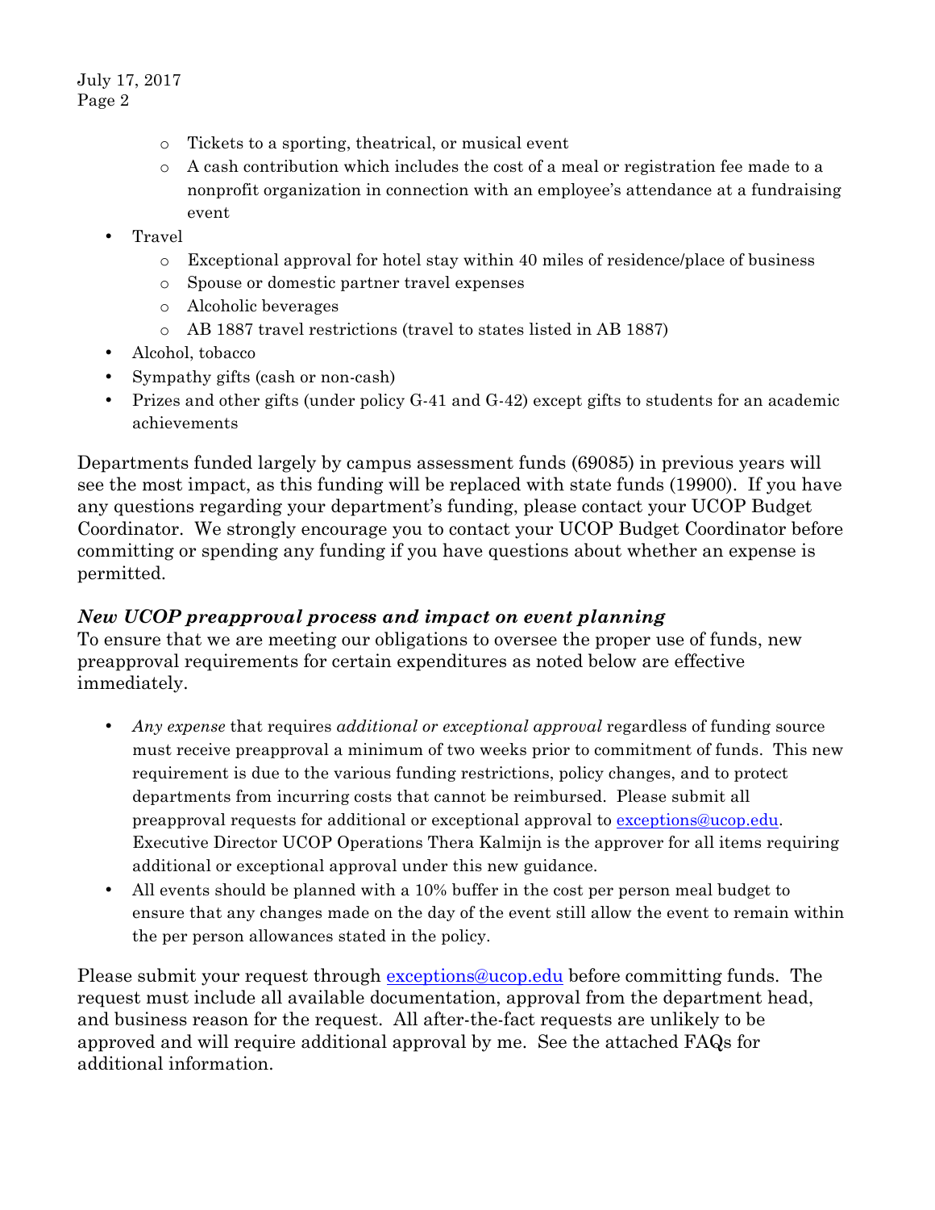- Tickets to a sporting, theatrical, or musical event
- A cash contribution which includes the cost of a meal or registration fee made to a nonprofit organization in connection with an employee's attendance at a fundraising event

- Travel
  - Exceptional approval for hotel stay within 40 miles of residence/place of business
  - Spouse or domestic partner travel expenses
  - Alcoholic beverages
  - AB 1887 travel restrictions (travel to states listed in AB 1887)
- Alcohol, tobacco
- Sympathy gifts (cash or non-cash)
- Prizes and other gifts (under policy G-41 and G-42) except gifts to students for an academic achievements

Departments funded largely by campus assessment funds (69085) in previous years will see the most impact, as this funding will be replaced with state funds (19900). If you have any questions regarding your department's funding, please contact your UCOP Budget Coordinator. We strongly encourage you to contact your UCOP Budget Coordinator before committing or spending any funding if you have questions about whether an expense is permitted.

### *New UCOP preapproval process and impact on event planning*

To ensure that we are meeting our obligations to oversee the proper use of funds, new preapproval requirements for certain expenditures as noted below are effective immediately.

- *Any expense* that requires *additional or exceptional approval* regardless of funding source must receive preapproval a minimum of two weeks prior to commitment of funds. This new requirement is due to the various funding restrictions, policy changes, and to protect departments from incurring costs that cannot be reimbursed. Please submit all preapproval requests for additional or exceptional approval to exceptions@ucop.edu. Executive Director UCOP Operations Thera Kalmijn is the approver for all items requiring additional or exceptional approval under this new guidance.
- All events should be planned with a 10% buffer in the cost per person meal budget to ensure that any changes made on the day of the event still allow the event to remain within the per person allowances stated in the policy.

Please submit your request through exceptions@ucop.edu before committing funds. The request must include all available documentation, approval from the department head, and business reason for the request. All after-the-fact requests are unlikely to be approved and will require additional approval by me. See the attached FAQs for additional information.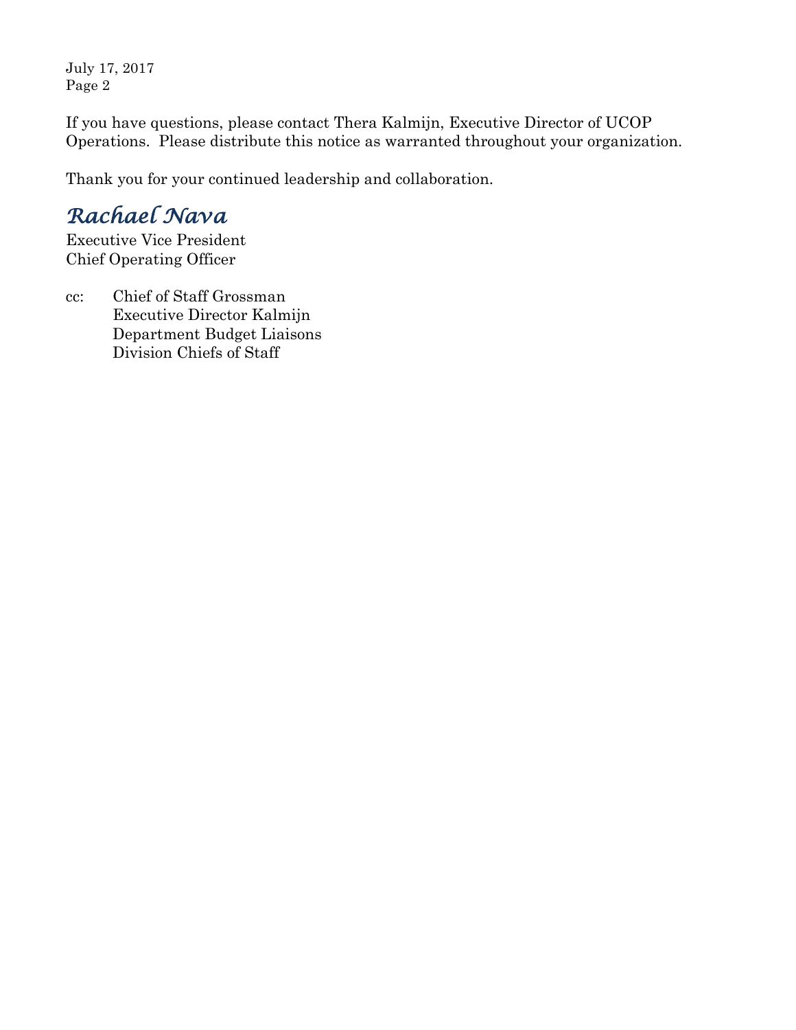If you have questions, please contact Thera Kalmijn, Executive Director of UCOP Operations. Please distribute this notice as warranted throughout your organization.

Thank you for your continued leadership and collaboration.

*Rachael Nava*

Executive Vice President
Chief Operating Officer

cc: Chief of Staff Grossman
Executive Director Kalmijn
Department Budget Liaisons
Division Chiefs of Staff